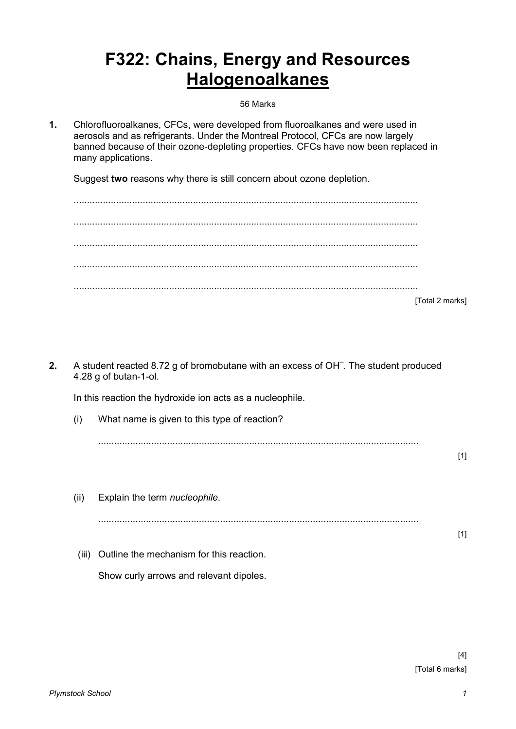# F322: Chains, Energy and Resources
# <u>Halogenoalkanes</u>

56 Marks

**1.** Chlorofluoroalkanes, CFCs, were developed from fluoroalkanes and were used in aerosols and as refrigerants. Under the Montreal Protocol, CFCs are now largely banned because of their ozone-depleting properties. CFCs have now been replaced in many applications.

Suggest **two** reasons why there is still concern about ozone depletion.

..................................................................................................................................

..................................................................................................................................

..................................................................................................................................

..................................................................................................................................

..................................................................................................................................

[Total 2 marks]

**2.** A student reacted 8.72 g of bromobutane with an excess of $OH^-$. The student produced 4.28 g of butan-1-ol.

In this reaction the hydroxide ion acts as a nucleophile.

(i) What name is given to this type of reaction?

..........................................................................................................................

[1]

(ii) Explain the term *nucleophile*.

..........................................................................................................................

[1]

(iii) Outline the mechanism for this reaction.

Show curly arrows and relevant dipoles.

[4]

[Total 6 marks]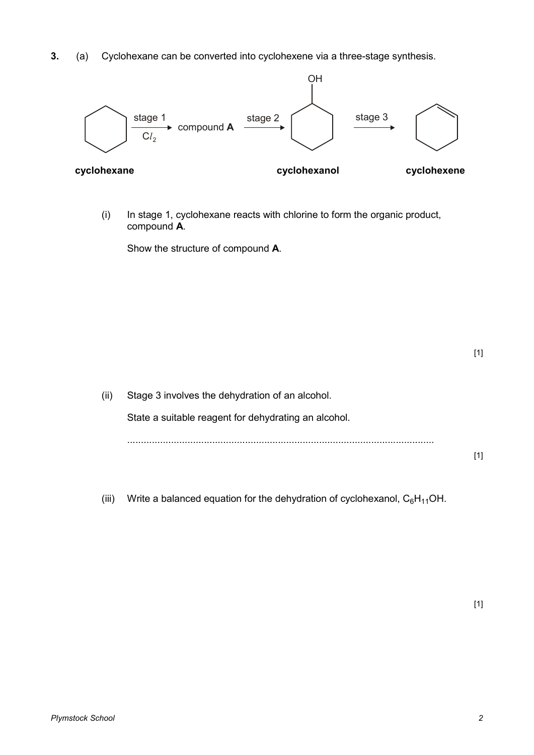**3.** (a) Cyclohexane can be converted into cyclohexene via a three-stage synthesis.

cyclohexane —stage 1, $Cl_2$→ compound **A** —stage 2→ cyclohexanol —stage 3→ cyclohexene

(i) In stage 1, cyclohexane reacts with chlorine to form the organic product, compound **A**.

Show the structure of compound **A**.

[1]

(ii) Stage 3 involves the dehydration of an alcohol.

State a suitable reagent for dehydrating an alcohol.

..............................................................................................................

[1]

(iii) Write a balanced equation for the dehydration of cyclohexanol, $C_6H_{11}OH$.

[1]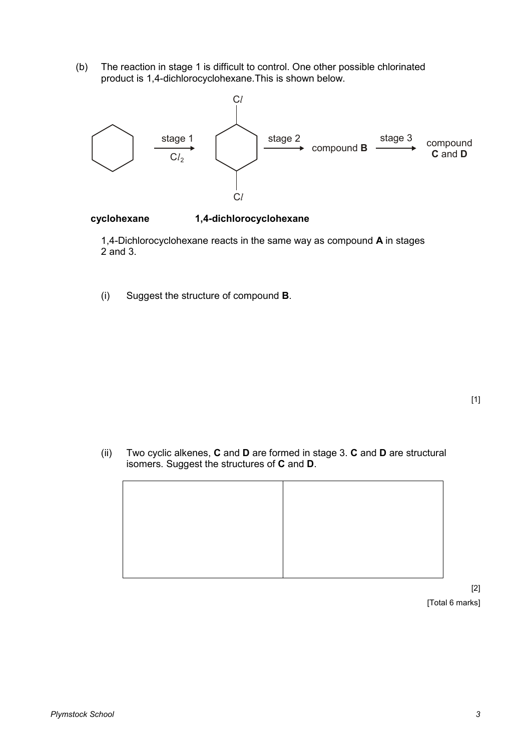(b) The reaction in stage 1 is difficult to control. One other possible chlorinated product is 1,4-dichlorocyclohexane. This is shown below.

cyclohexane $\xrightarrow[Cl_2]{\text{stage 1}}$ 1,4-dichlorocyclohexane $\xrightarrow{\text{stage 2}}$ compound **B** $\xrightarrow{\text{stage 3}}$ compound **C** and **D**

**cyclohexane** **1,4-dichlorocyclohexane**

1,4-Dichlorocyclohexane reacts in the same way as compound **A** in stages 2 and 3.

(i) Suggest the structure of compound **B**.

[1]

(ii) Two cyclic alkenes, **C** and **D** are formed in stage 3. **C** and **D** are structural isomers. Suggest the structures of **C** and **D**.

| | |
|---|---|
| | |

[2]

[Total 6 marks]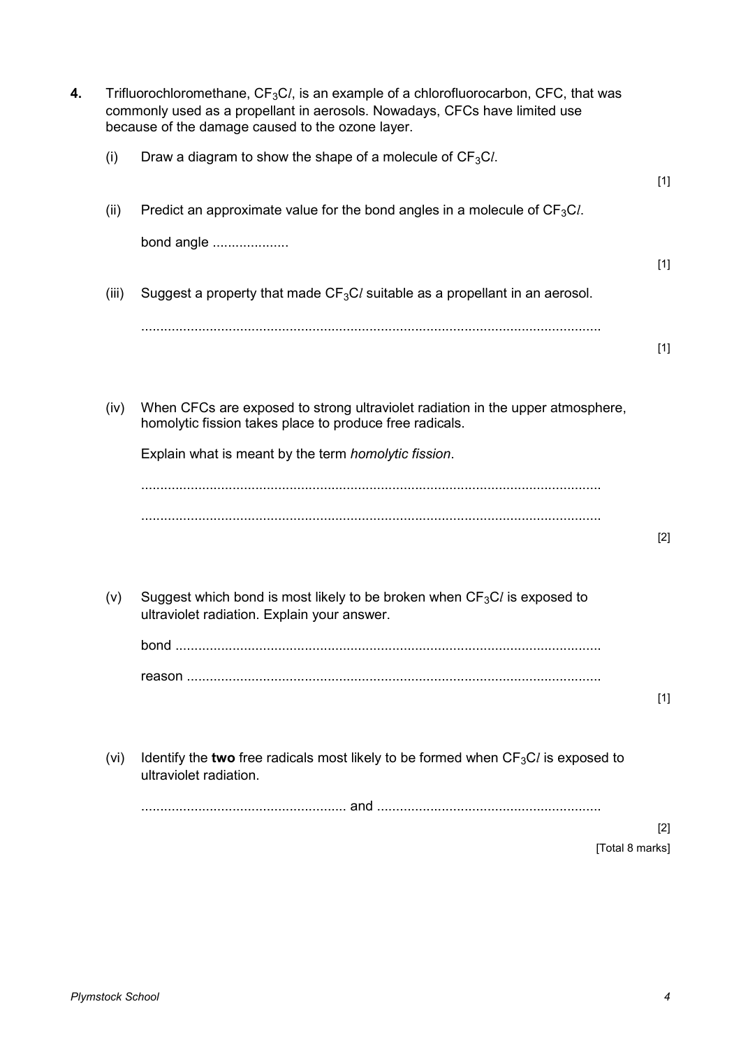**4.** Trifluorochloromethane, $CF_3Cl$, is an example of a chlorofluorocarbon, CFC, that was commonly used as a propellant in aerosols. Nowadays, CFCs have limited use because of the damage caused to the ozone layer.

(i) Draw a diagram to show the shape of a molecule of $CF_3Cl$.

[1]

(ii) Predict an approximate value for the bond angles in a molecule of $CF_3Cl$.

bond angle ....................

[1]

(iii) Suggest a property that made $CF_3Cl$ suitable as a propellant in an aerosol.

.........................................................................................................................

[1]

(iv) When CFCs are exposed to strong ultraviolet radiation in the upper atmosphere, homolytic fission takes place to produce free radicals.

Explain what is meant by the term *homolytic fission*.

.........................................................................................................................

.........................................................................................................................

[2]

(v) Suggest which bond is most likely to be broken when $CF_3Cl$ is exposed to ultraviolet radiation. Explain your answer.

bond ................................................................................................................

reason ..............................................................................................................

[1]

(vi) Identify the **two** free radicals most likely to be formed when $CF_3Cl$ is exposed to ultraviolet radiation.

...................................................... and ............................................................

[2]

[Total 8 marks]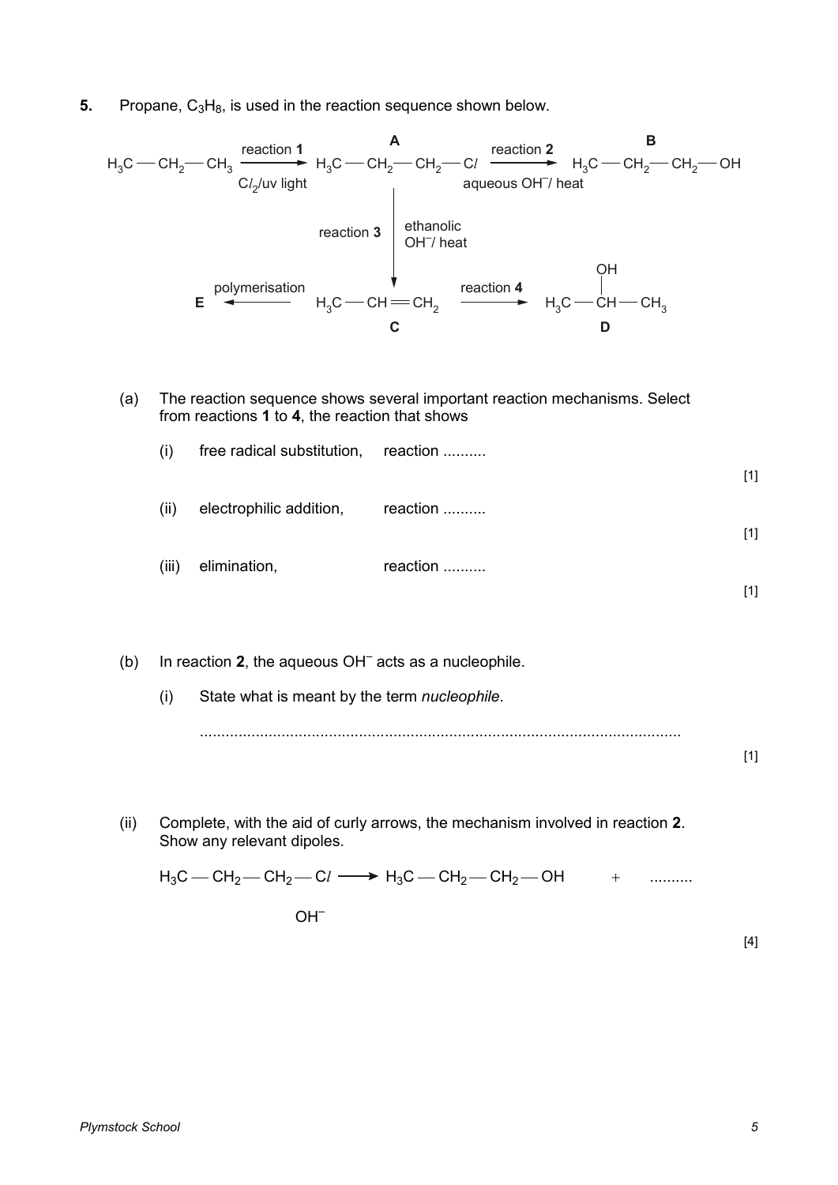**5.** Propane, $C_3H_8$, is used in the reaction sequence shown below.

$$H_3C-CH_2-CH_3 \xrightarrow[Cl_2\text{/uv light}]{\text{reaction } \mathbf{1}} \underset{\mathbf{A}}{H_3C-CH_2-CH_2-Cl} \xrightarrow[\text{aqueous } OH^-\text{/ heat}]{\text{reaction } \mathbf{2}} \underset{\mathbf{B}}{H_3C-CH_2-CH_2-OH}$$

$$\mathbf{A} \xrightarrow[\text{ethanolic } OH^-\text{/ heat}]{\text{reaction } \mathbf{3}} \mathbf{C}$$

$$\mathbf{E} \xleftarrow{\text{polymerisation}} \underset{\mathbf{C}}{H_3C-CH=CH_2} \xrightarrow{\text{reaction } \mathbf{4}} \underset{\mathbf{D}}{H_3C-CH(OH)-CH_3}$$

(a) The reaction sequence shows several important reaction mechanisms. Select from reactions **1** to **4**, the reaction that shows

(i) free radical substitution, reaction .......... [1]

(ii) electrophilic addition, reaction .......... [1]

(iii) elimination, reaction .......... [1]

(b) In reaction **2**, the aqueous $OH^-$ acts as a nucleophile.

(i) State what is meant by the term *nucleophile*.

.............................................................................................................. [1]

(ii) Complete, with the aid of curly arrows, the mechanism involved in reaction **2**. Show any relevant dipoles.

$$H_3C-CH_2-CH_2-Cl \longrightarrow H_3C-CH_2-CH_2-OH \quad + \quad ..........$$

$OH^-$

[4]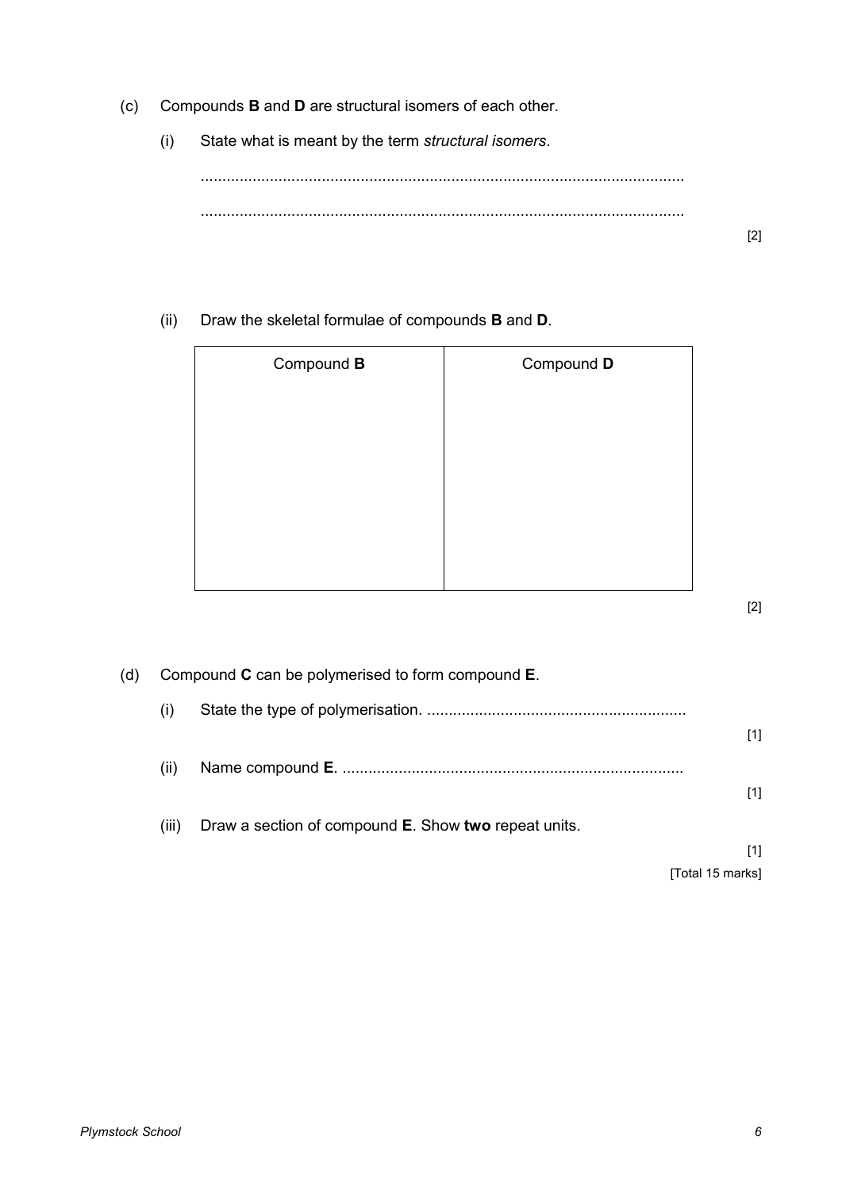(c) Compounds **B** and **D** are structural isomers of each other.

(i) State what is meant by the term *structural isomers*.

...............................................................................................................

...............................................................................................................

[2]

(ii) Draw the skeletal formulae of compounds **B** and **D**.

| Compound **B** | Compound **D** |
| --- | --- |
| | |

[2]

(d) Compound **C** can be polymerised to form compound **E**.

(i) State the type of polymerisation. ............................................................

[1]

(ii) Name compound **E**. ..............................................................................

[1]

(iii) Draw a section of compound **E**. Show **two** repeat units.

[1]

[Total 15 marks]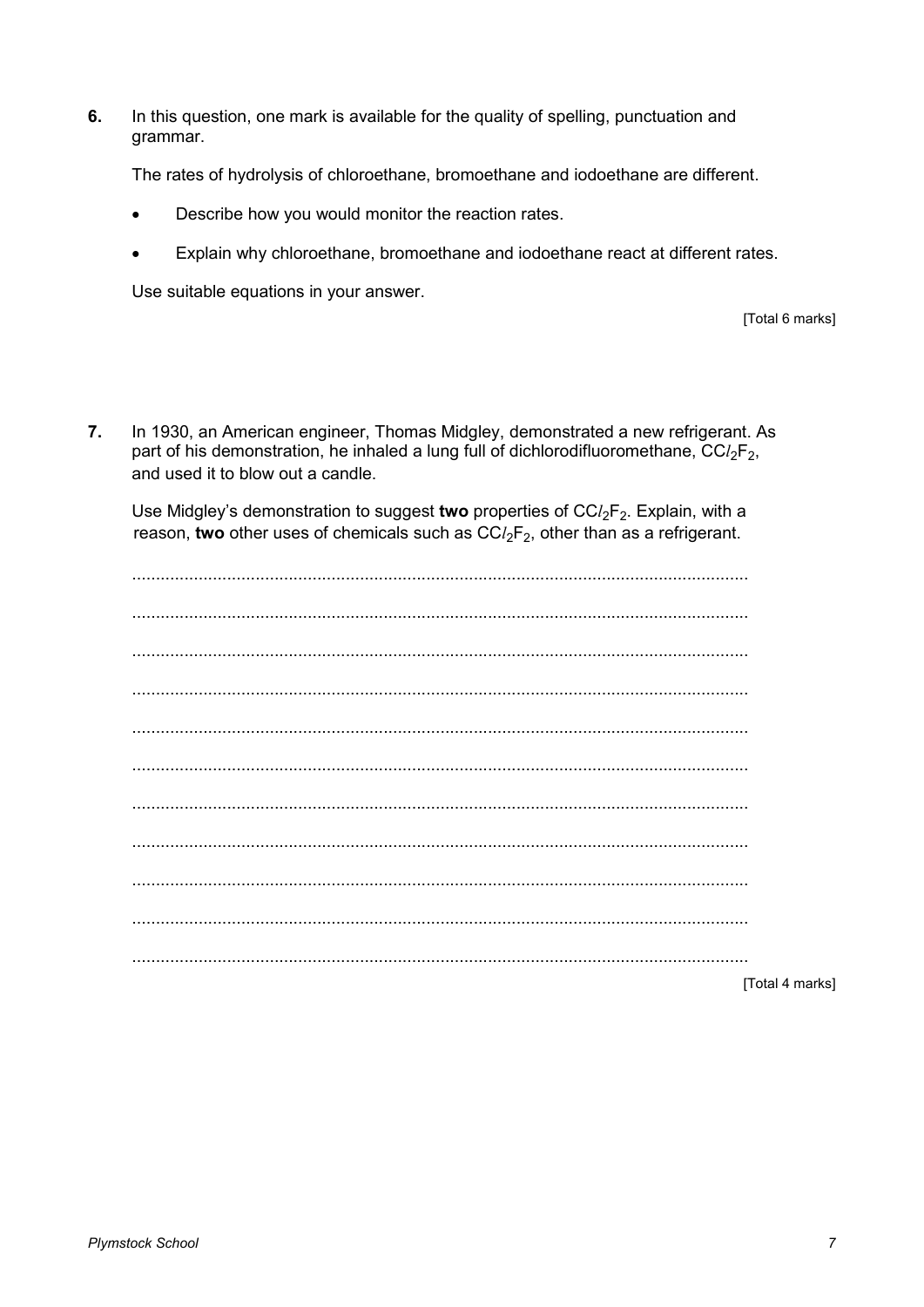**6.** In this question, one mark is available for the quality of spelling, punctuation and grammar.

The rates of hydrolysis of chloroethane, bromoethane and iodoethane are different.

- Describe how you would monitor the reaction rates.
- Explain why chloroethane, bromoethane and iodoethane react at different rates.

Use suitable equations in your answer.

[Total 6 marks]

**7.** In 1930, an American engineer, Thomas Midgley, demonstrated a new refrigerant. As part of his demonstration, he inhaled a lung full of dichlorodifluoromethane, $CCl_2F_2$, and used it to blow out a candle.

Use Midgley's demonstration to suggest **two** properties of $CCl_2F_2$. Explain, with a reason, **two** other uses of chemicals such as $CCl_2F_2$, other than as a refrigerant.

..................................................................................................................................

..................................................................................................................................

..................................................................................................................................

..................................................................................................................................

..................................................................................................................................

..................................................................................................................................

..................................................................................................................................

..................................................................................................................................

..................................................................................................................................

..................................................................................................................................

..................................................................................................................................

[Total 4 marks]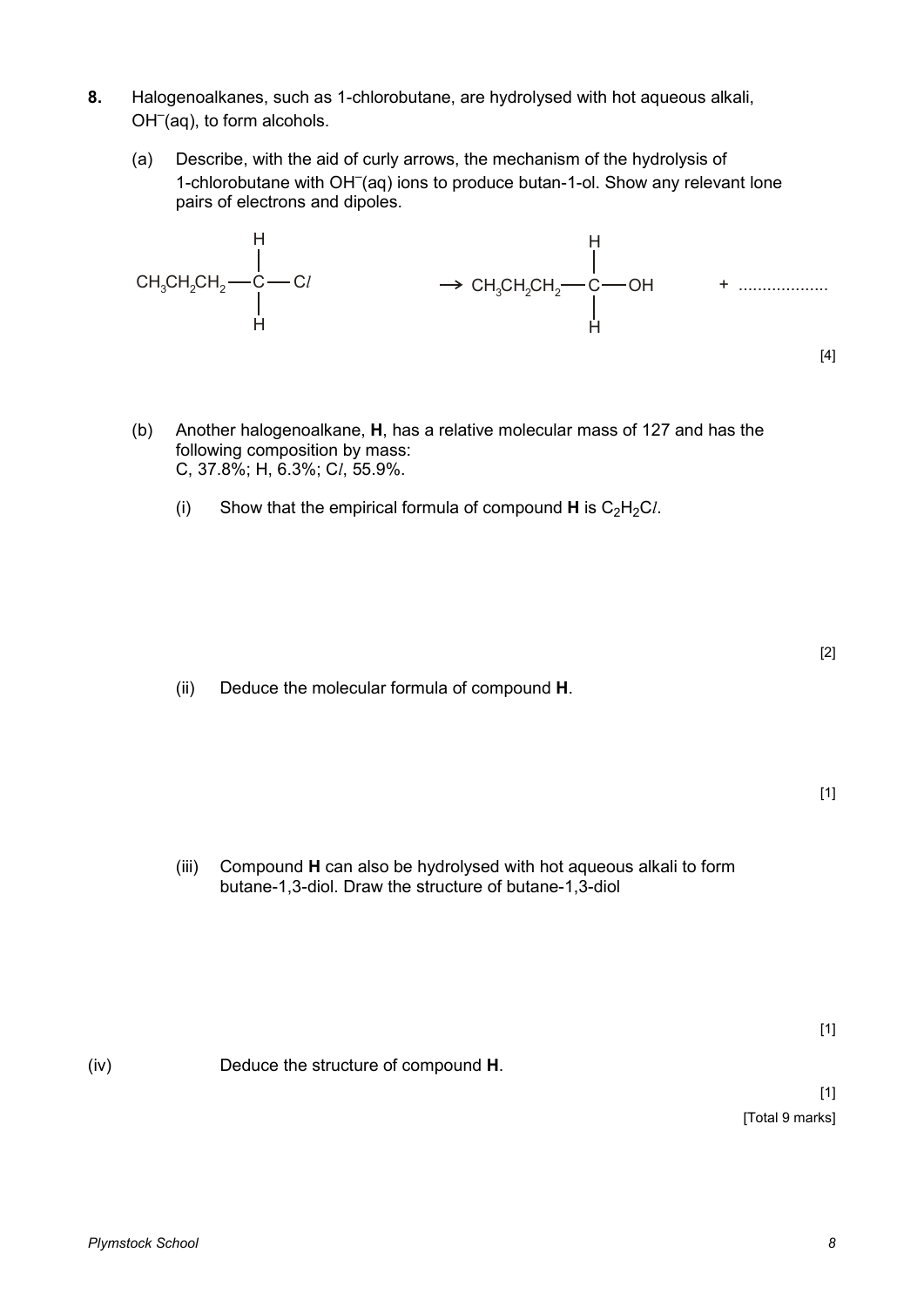**8.** Halogenoalkanes, such as 1-chlorobutane, are hydrolysed with hot aqueous alkali, $OH^-(aq)$, to form alcohols.

(a) Describe, with the aid of curly arrows, the mechanism of the hydrolysis of 1-chlorobutane with $OH^-(aq)$ ions to produce butan-1-ol. Show any relevant lone pairs of electrons and dipoles.

$$CH_3CH_2CH_2—\underset{H}{\overset{H}{C}}—Cl \rightarrow CH_3CH_2CH_2—\underset{H}{\overset{H}{C}}—OH \quad + \quad ..................$$

[4]

(b) Another halogenoalkane, **H**, has a relative molecular mass of 127 and has the following composition by mass:
C, 37.8%; H, 6.3%; Cl, 55.9%.

(i) Show that the empirical formula of compound **H** is $C_2H_2Cl$.

[2]

(ii) Deduce the molecular formula of compound **H**.

[1]

(iii) Compound **H** can also be hydrolysed with hot aqueous alkali to form butane-1,3-diol. Draw the structure of butane-1,3-diol

[1]

(iv) Deduce the structure of compound **H**.

[1]

[Total 9 marks]